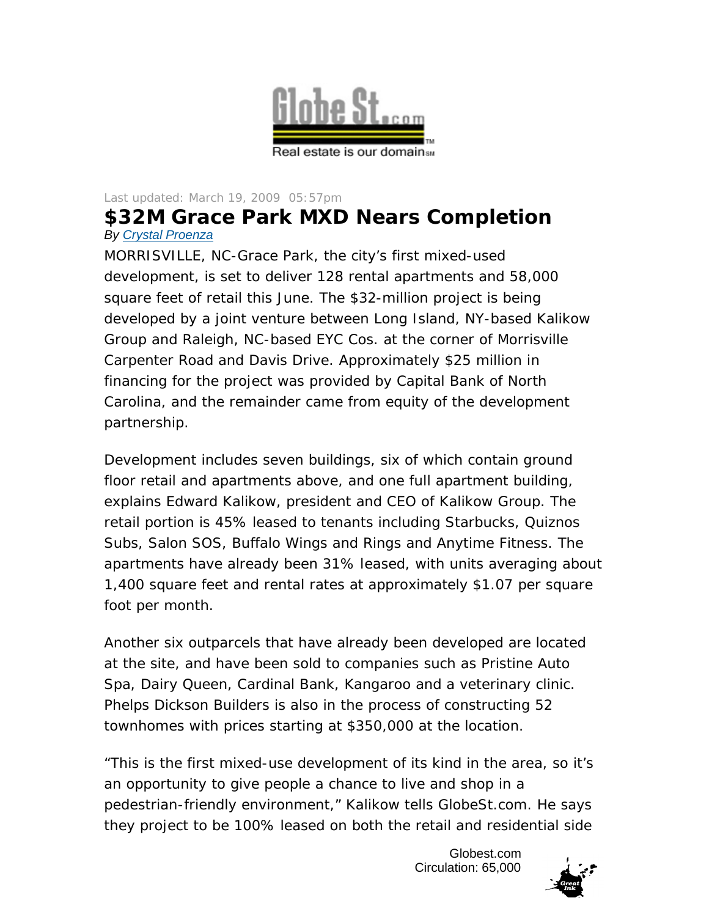Last updated: March 19, 2009 05:57pm

# $32M Grace Park MXD Nears Completion

*By Crystal Proenza*

MORRISVILLE, NC-Grace Park, the city's first mixed-used development, is set to deliver 128 rental apartments and 58,000 square feet of retail this June. The $32-million project is being developed by a joint venture between Long Island, NY-based Kalikow Group and Raleigh, NC-based EYC Cos. at the corner of Morrisville Carpenter Road and Davis Drive. Approximately $25 million in financing for the project was provided by Capital Bank of North Carolina, and the remainder came from equity of the development partnership.

Development includes seven buildings, six of which contain ground floor retail and apartments above, and one full apartment building, explains Edward Kalikow, president and CEO of Kalikow Group. The retail portion is 45% leased to tenants including Starbucks, Quiznos Subs, Salon SOS, Buffalo Wings and Rings and Anytime Fitness. The apartments have already been 31% leased, with units averaging about 1,400 square feet and rental rates at approximately $1.07 per square foot per month.

Another six outparcels that have already been developed are located at the site, and have been sold to companies such as Pristine Auto Spa, Dairy Queen, Cardinal Bank, Kangaroo and a veterinary clinic. Phelps Dickson Builders is also in the process of constructing 52 townhomes with prices starting at $350,000 at the location.

"This is the first mixed-use development of its kind in the area, so it's an opportunity to give people a chance to live and shop in a pedestrian-friendly environment," Kalikow tells GlobeSt.com. He says they project to be 100% leased on both the retail and residential side

Globest.com
Circulation: 65,000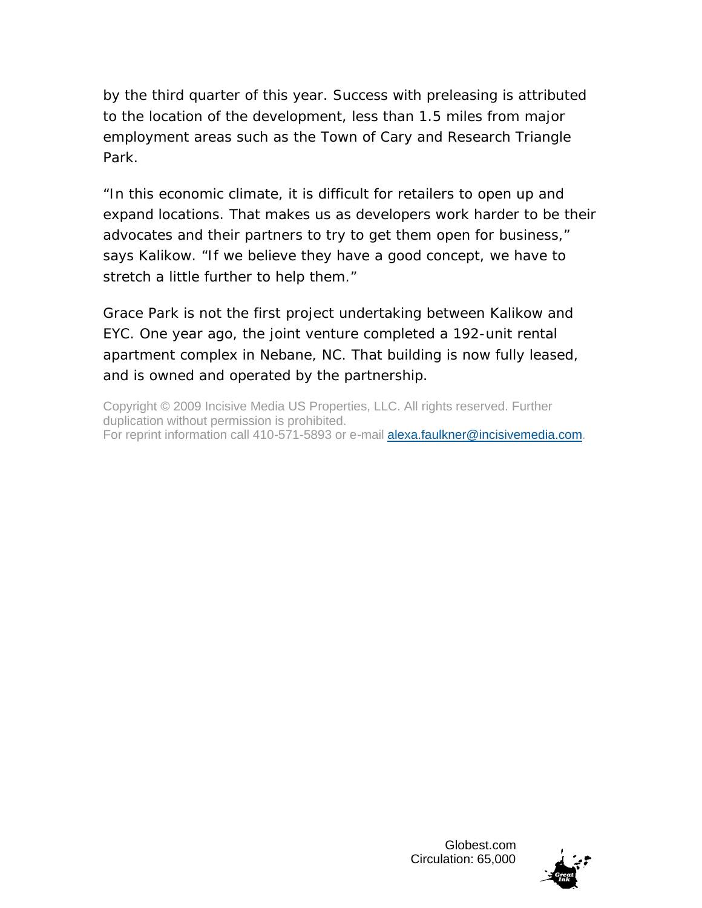by the third quarter of this year. Success with preleasing is attributed to the location of the development, less than 1.5 miles from major employment areas such as the Town of Cary and Research Triangle Park.

"In this economic climate, it is difficult for retailers to open up and expand locations. That makes us as developers work harder to be their advocates and their partners to try to get them open for business," says Kalikow. "If we believe they have a good concept, we have to stretch a little further to help them."

Grace Park is not the first project undertaking between Kalikow and EYC. One year ago, the joint venture completed a 192-unit rental apartment complex in Nebane, NC. That building is now fully leased, and is owned and operated by the partnership.

Copyright © 2009 Incisive Media US Properties, LLC. All rights reserved. Further duplication without permission is prohibited.
For reprint information call 410-571-5893 or e-mail alexa.faulkner@incisivemedia.com.

Globest.com
Circulation: 65,000